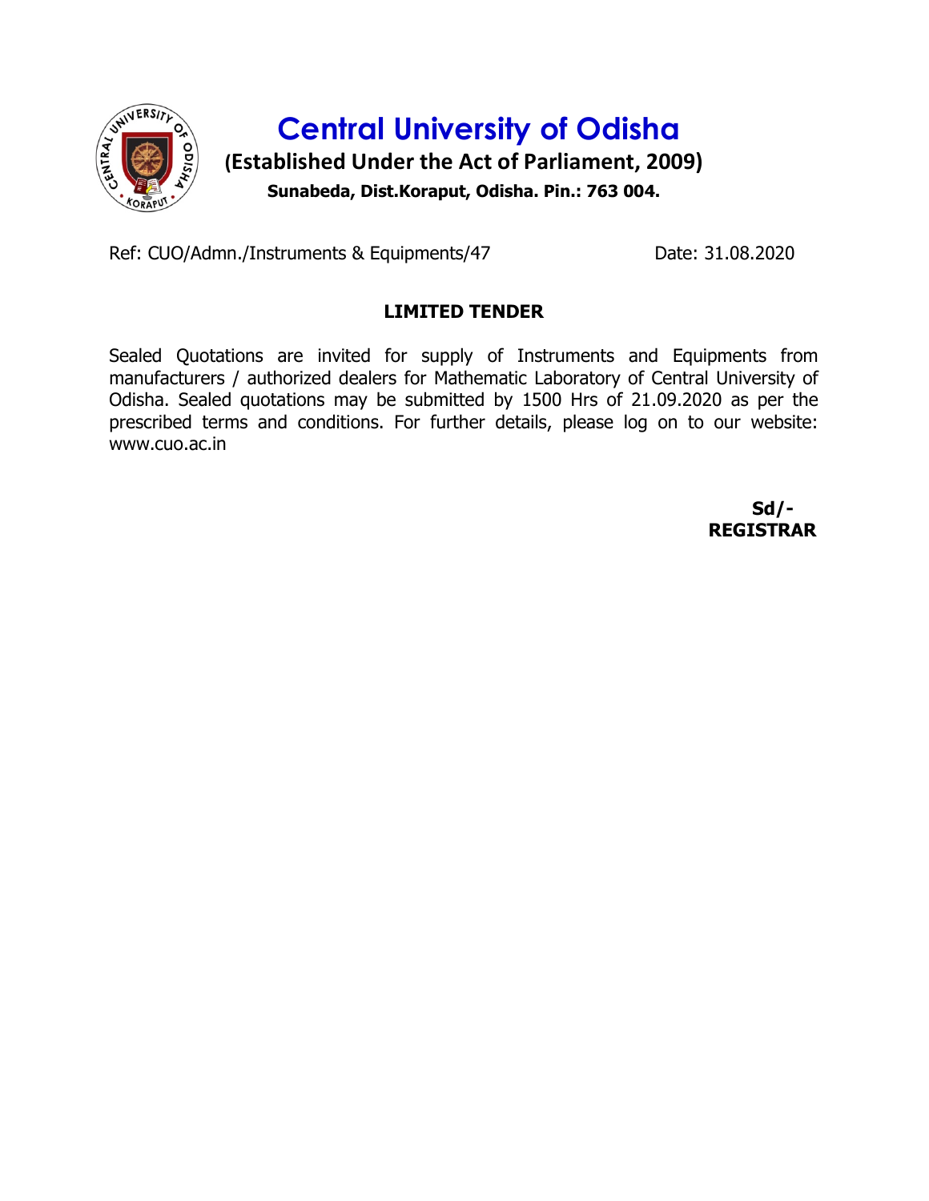# Central University of Odisha

**(Established Under the Act of Parliament, 2009)**

**Sunabeda, Dist.Koraput, Odisha. Pin.: 763 004.**

Ref: CUO/Admn./Instruments & Equipments/47 Date: 31.08.2020

## LIMITED TENDER

Sealed Quotations are invited for supply of Instruments and Equipments from manufacturers / authorized dealers for Mathematic Laboratory of Central University of Odisha. Sealed quotations may be submitted by 1500 Hrs of 21.09.2020 as per the prescribed terms and conditions. For further details, please log on to our website: www.cuo.ac.in

**Sd/-**
**REGISTRAR**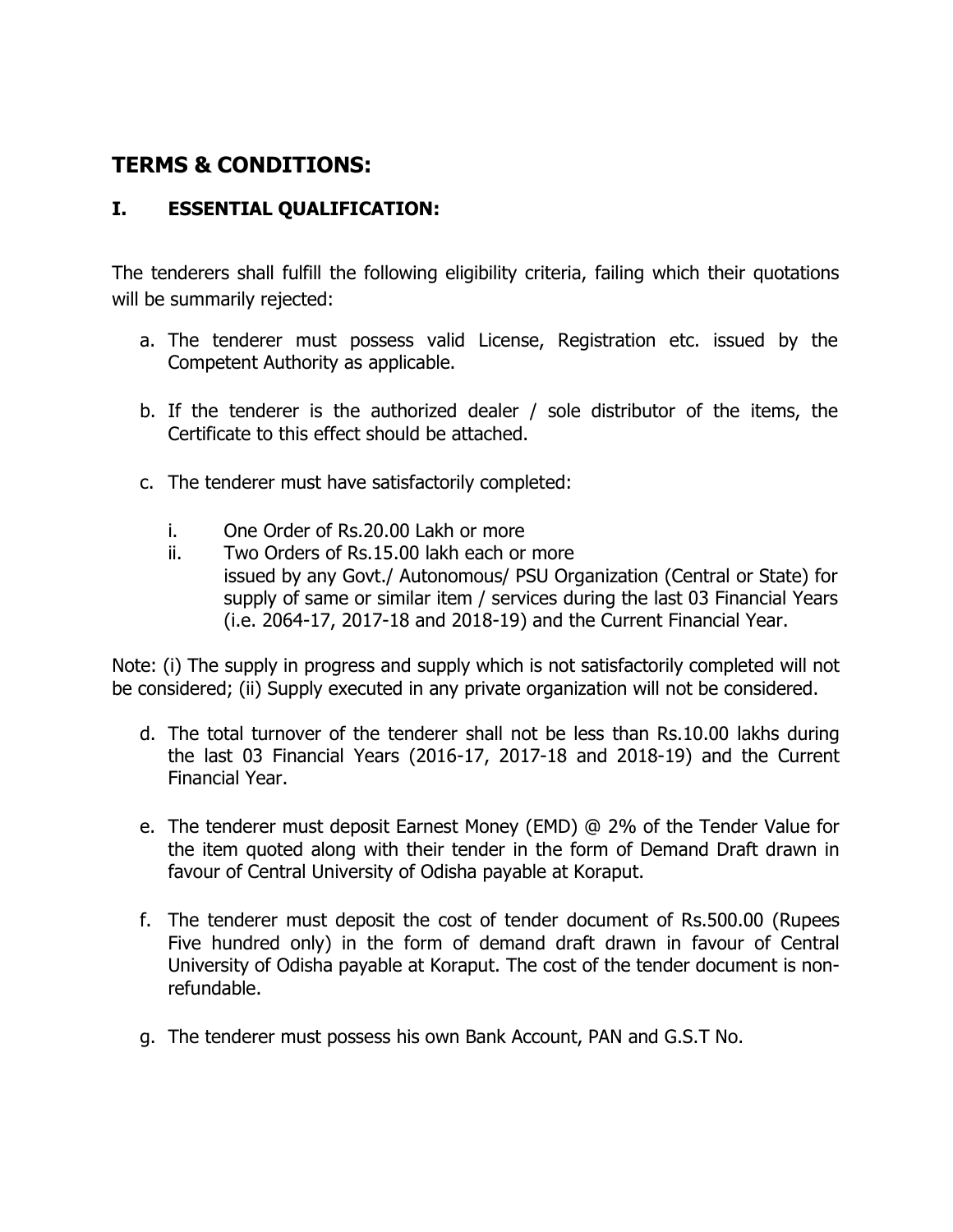## TERMS & CONDITIONS:

### I. ESSENTIAL QUALIFICATION:

The tenderers shall fulfill the following eligibility criteria, failing which their quotations will be summarily rejected:

a. The tenderer must possess valid License, Registration etc. issued by the Competent Authority as applicable.

b. If the tenderer is the authorized dealer / sole distributor of the items, the Certificate to this effect should be attached.

c. The tenderer must have satisfactorily completed:

   i. One Order of Rs.20.00 Lakh or more
   ii. Two Orders of Rs.15.00 lakh each or more
   issued by any Govt./ Autonomous/ PSU Organization (Central or State) for supply of same or similar item / services during the last 03 Financial Years (i.e. 2064-17, 2017-18 and 2018-19) and the Current Financial Year.

Note: (i) The supply in progress and supply which is not satisfactorily completed will not be considered; (ii) Supply executed in any private organization will not be considered.

d. The total turnover of the tenderer shall not be less than Rs.10.00 lakhs during the last 03 Financial Years (2016-17, 2017-18 and 2018-19) and the Current Financial Year.

e. The tenderer must deposit Earnest Money (EMD) @ 2% of the Tender Value for the item quoted along with their tender in the form of Demand Draft drawn in favour of Central University of Odisha payable at Koraput.

f. The tenderer must deposit the cost of tender document of Rs.500.00 (Rupees Five hundred only) in the form of demand draft drawn in favour of Central University of Odisha payable at Koraput. The cost of the tender document is non-refundable.

g. The tenderer must possess his own Bank Account, PAN and G.S.T No.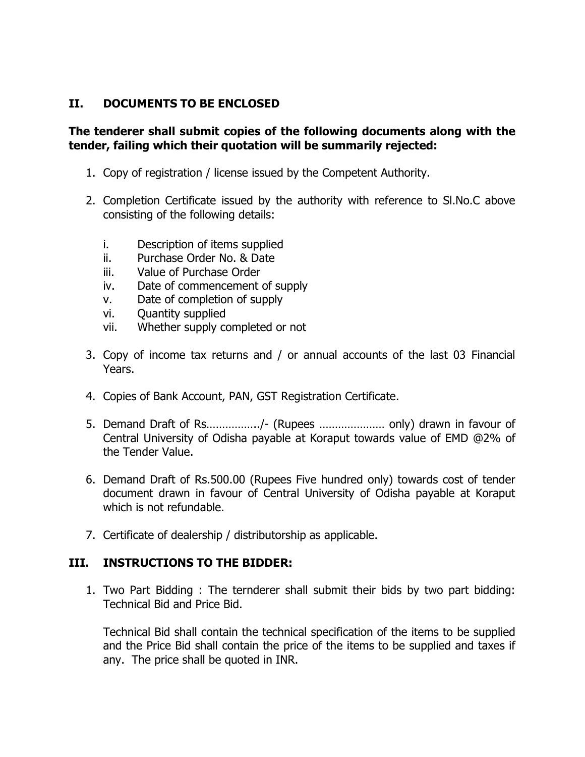## II. DOCUMENTS TO BE ENCLOSED

**The tenderer shall submit copies of the following documents along with the tender, failing which their quotation will be summarily rejected:**

1. Copy of registration / license issued by the Competent Authority.

2. Completion Certificate issued by the authority with reference to Sl.No.C above consisting of the following details:

   i. Description of items supplied
   ii. Purchase Order No. & Date
   iii. Value of Purchase Order
   iv. Date of commencement of supply
   v. Date of completion of supply
   vi. Quantity supplied
   vii. Whether supply completed or not

3. Copy of income tax returns and / or annual accounts of the last 03 Financial Years.

4. Copies of Bank Account, PAN, GST Registration Certificate.

5. Demand Draft of Rs……………./- (Rupees ………………… only) drawn in favour of Central University of Odisha payable at Koraput towards value of EMD @2% of the Tender Value.

6. Demand Draft of Rs.500.00 (Rupees Five hundred only) towards cost of tender document drawn in favour of Central University of Odisha payable at Koraput which is not refundable.

7. Certificate of dealership / distributorship as applicable.

## III. INSTRUCTIONS TO THE BIDDER:

1. Two Part Bidding : The ternderer shall submit their bids by two part bidding: Technical Bid and Price Bid.

   Technical Bid shall contain the technical specification of the items to be supplied and the Price Bid shall contain the price of the items to be supplied and taxes if any. The price shall be quoted in INR.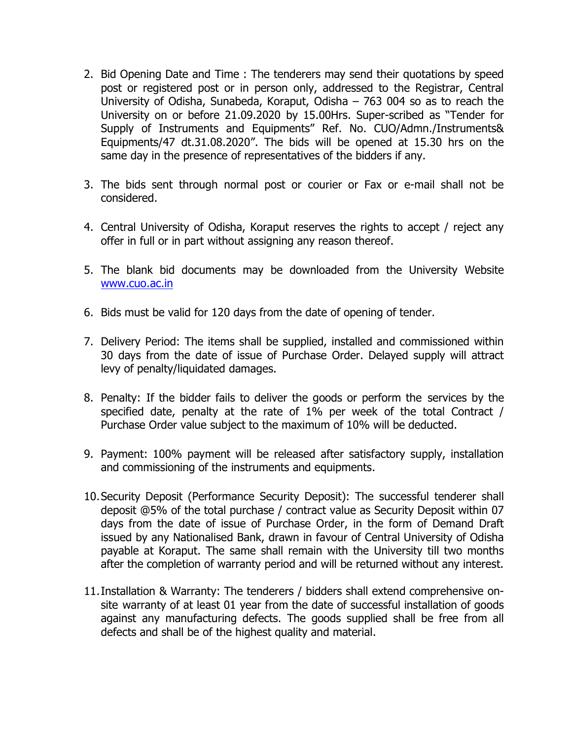2. Bid Opening Date and Time : The tenderers may send their quotations by speed post or registered post or in person only, addressed to the Registrar, Central University of Odisha, Sunabeda, Koraput, Odisha – 763 004 so as to reach the University on or before 21.09.2020 by 15.00Hrs. Super-scribed as "Tender for Supply of Instruments and Equipments" Ref. No. CUO/Admn./Instruments& Equipments/47 dt.31.08.2020". The bids will be opened at 15.30 hrs on the same day in the presence of representatives of the bidders if any.

3. The bids sent through normal post or courier or Fax or e-mail shall not be considered.

4. Central University of Odisha, Koraput reserves the rights to accept / reject any offer in full or in part without assigning any reason thereof.

5. The blank bid documents may be downloaded from the University Website [www.cuo.ac.in](http://www.cuo.ac.in)

6. Bids must be valid for 120 days from the date of opening of tender.

7. Delivery Period: The items shall be supplied, installed and commissioned within 30 days from the date of issue of Purchase Order. Delayed supply will attract levy of penalty/liquidated damages.

8. Penalty: If the bidder fails to deliver the goods or perform the services by the specified date, penalty at the rate of 1% per week of the total Contract / Purchase Order value subject to the maximum of 10% will be deducted.

9. Payment: 100% payment will be released after satisfactory supply, installation and commissioning of the instruments and equipments.

10. Security Deposit (Performance Security Deposit): The successful tenderer shall deposit @5% of the total purchase / contract value as Security Deposit within 07 days from the date of issue of Purchase Order, in the form of Demand Draft issued by any Nationalised Bank, drawn in favour of Central University of Odisha payable at Koraput. The same shall remain with the University till two months after the completion of warranty period and will be returned without any interest.

11. Installation & Warranty: The tenderers / bidders shall extend comprehensive on-site warranty of at least 01 year from the date of successful installation of goods against any manufacturing defects. The goods supplied shall be free from all defects and shall be of the highest quality and material.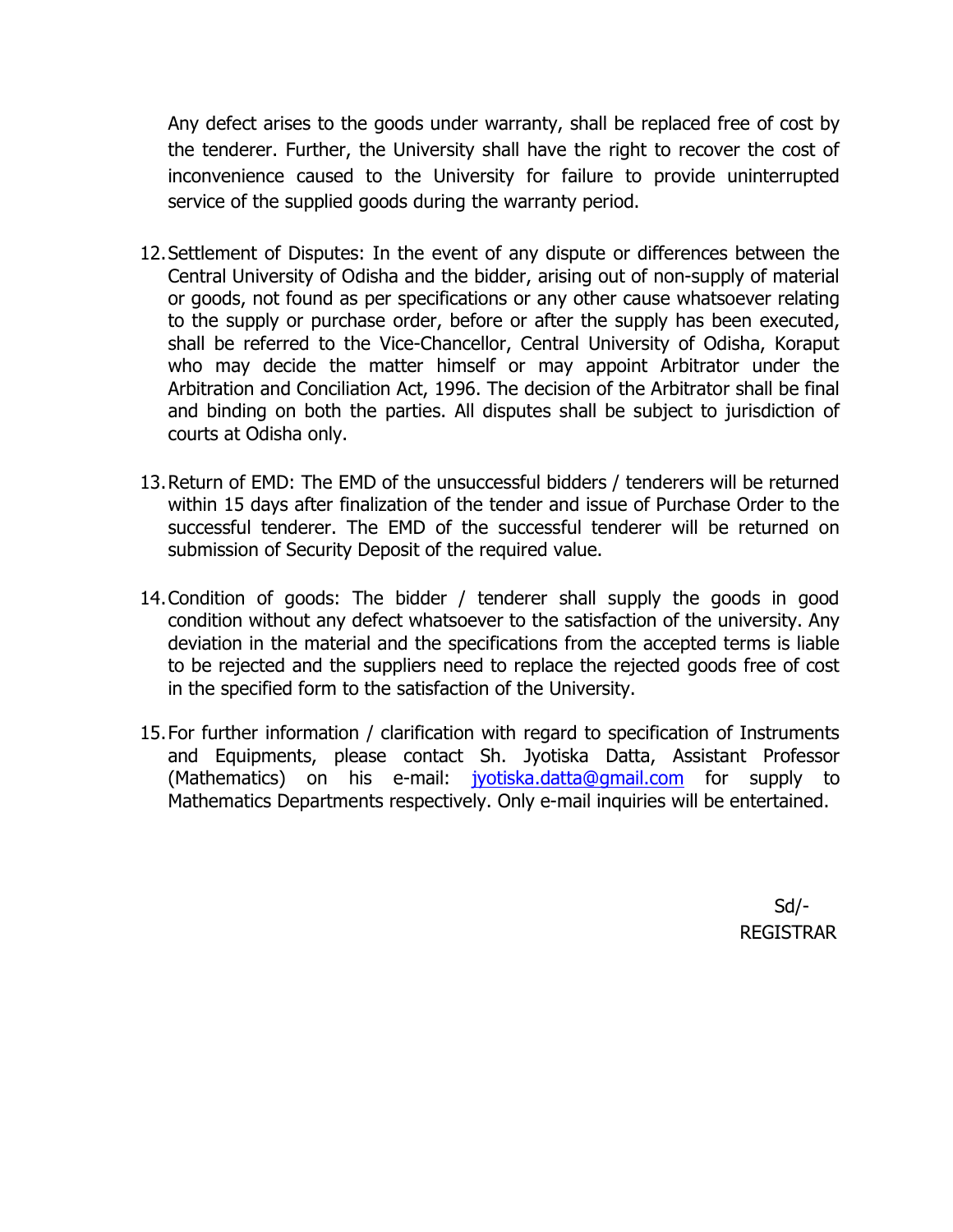Any defect arises to the goods under warranty, shall be replaced free of cost by the tenderer. Further, the University shall have the right to recover the cost of inconvenience caused to the University for failure to provide uninterrupted service of the supplied goods during the warranty period.

12. Settlement of Disputes: In the event of any dispute or differences between the Central University of Odisha and the bidder, arising out of non-supply of material or goods, not found as per specifications or any other cause whatsoever relating to the supply or purchase order, before or after the supply has been executed, shall be referred to the Vice-Chancellor, Central University of Odisha, Koraput who may decide the matter himself or may appoint Arbitrator under the Arbitration and Conciliation Act, 1996. The decision of the Arbitrator shall be final and binding on both the parties. All disputes shall be subject to jurisdiction of courts at Odisha only.

13. Return of EMD: The EMD of the unsuccessful bidders / tenderers will be returned within 15 days after finalization of the tender and issue of Purchase Order to the successful tenderer. The EMD of the successful tenderer will be returned on submission of Security Deposit of the required value.

14. Condition of goods: The bidder / tenderer shall supply the goods in good condition without any defect whatsoever to the satisfaction of the university. Any deviation in the material and the specifications from the accepted terms is liable to be rejected and the suppliers need to replace the rejected goods free of cost in the specified form to the satisfaction of the University.

15. For further information / clarification with regard to specification of Instruments and Equipments, please contact Sh. Jyotiska Datta, Assistant Professor (Mathematics) on his e-mail: jyotiska.datta@gmail.com for supply to Mathematics Departments respectively. Only e-mail inquiries will be entertained.

Sd/-
REGISTRAR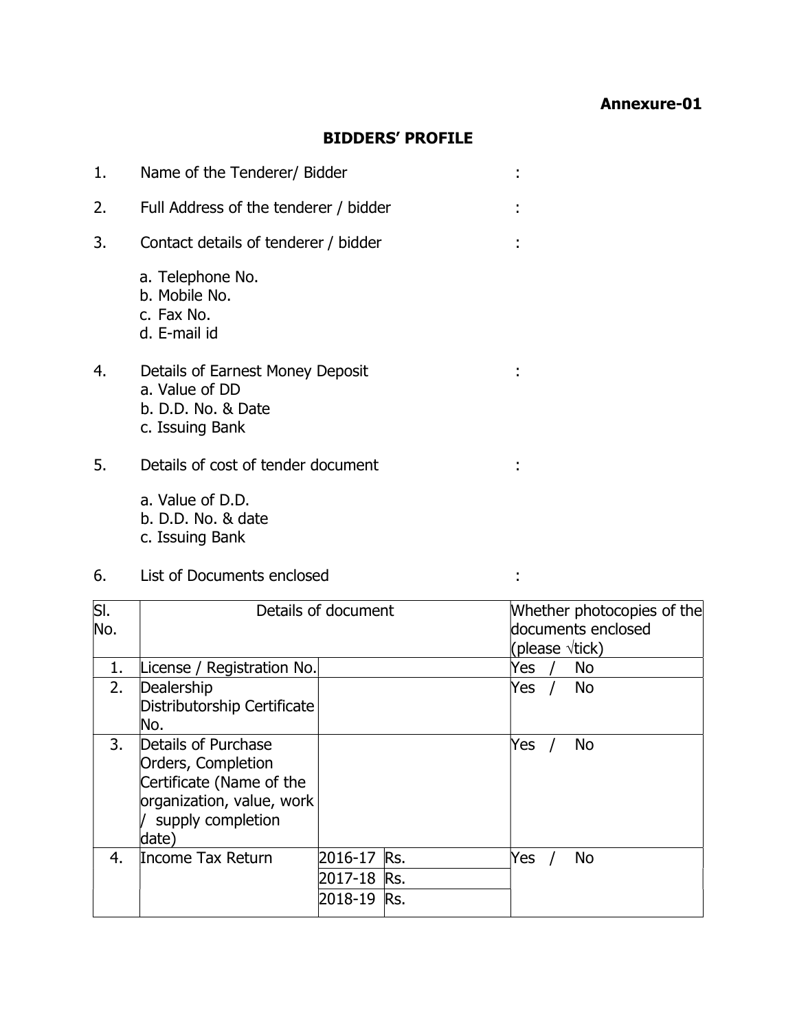**Annexure-01**

## BIDDERS' PROFILE

1. Name of the Tenderer/ Bidder :
2. Full Address of the tenderer / bidder :
3. Contact details of tenderer / bidder :

   a. Telephone No.
   b. Mobile No.
   c. Fax No.
   d. E-mail id

4. Details of Earnest Money Deposit :
   a. Value of DD
   b. D.D. No. & Date
   c. Issuing Bank

5. Details of cost of tender document :

   a. Value of D.D.
   b. D.D. No. & date
   c. Issuing Bank

6. List of Documents enclosed :

| Sl. No. | Details of document | | | Whether photocopies of the documents enclosed (please √tick) |
|---|---|---|---|---|
| 1. | License / Registration No. | | | Yes / No |
| 2. | Dealership Distributorship Certificate No. | | | Yes / No |
| 3. | Details of Purchase Orders, Completion Certificate (Name of the organization, value, work / supply completion date) | | | Yes / No |
| 4. | Income Tax Return | 2016-17 | Rs. | Yes / No |
| | | 2017-18 | Rs. | |
| | | 2018-19 | Rs. | |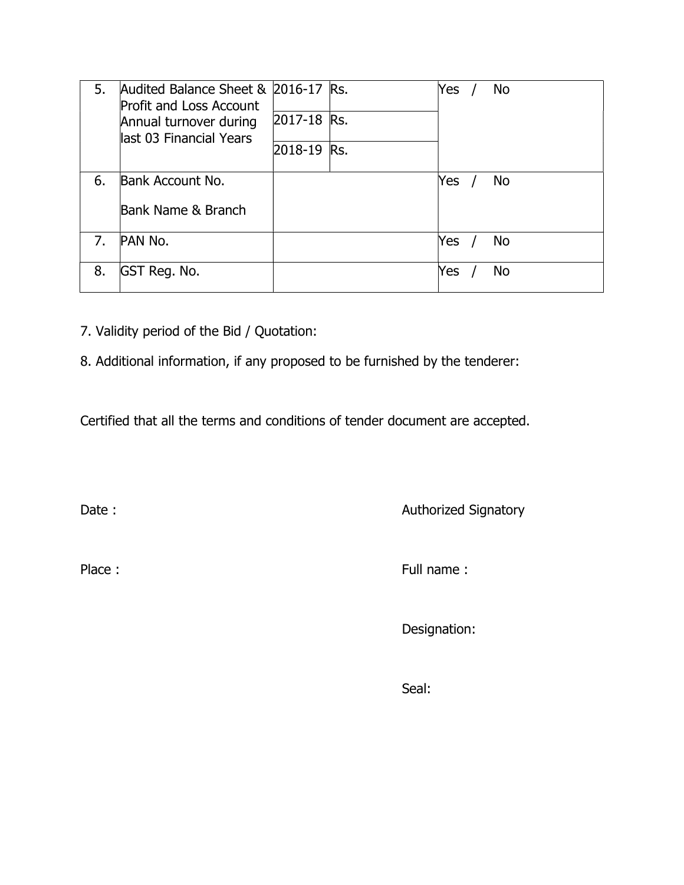| 5. | Audited Balance Sheet & Profit and Loss Account Annual turnover during last 03 Financial Years | 2016-17 | Rs. | Yes / No |
|---|---|---|---|---|
| | | 2017-18 | Rs. | |
| | | 2018-19 | Rs. | |
| 6. | Bank Account No.<br><br>Bank Name & Branch | | | Yes / No |
| 7. | PAN No. | | | Yes / No |
| 8. | GST Reg. No. | | | Yes / No |

7. Validity period of the Bid / Quotation:

8. Additional information, if any proposed to be furnished by the tenderer:

Certified that all the terms and conditions of tender document are accepted.

Date : 

Place : 

Authorized Signatory

Full name :

Designation:

Seal: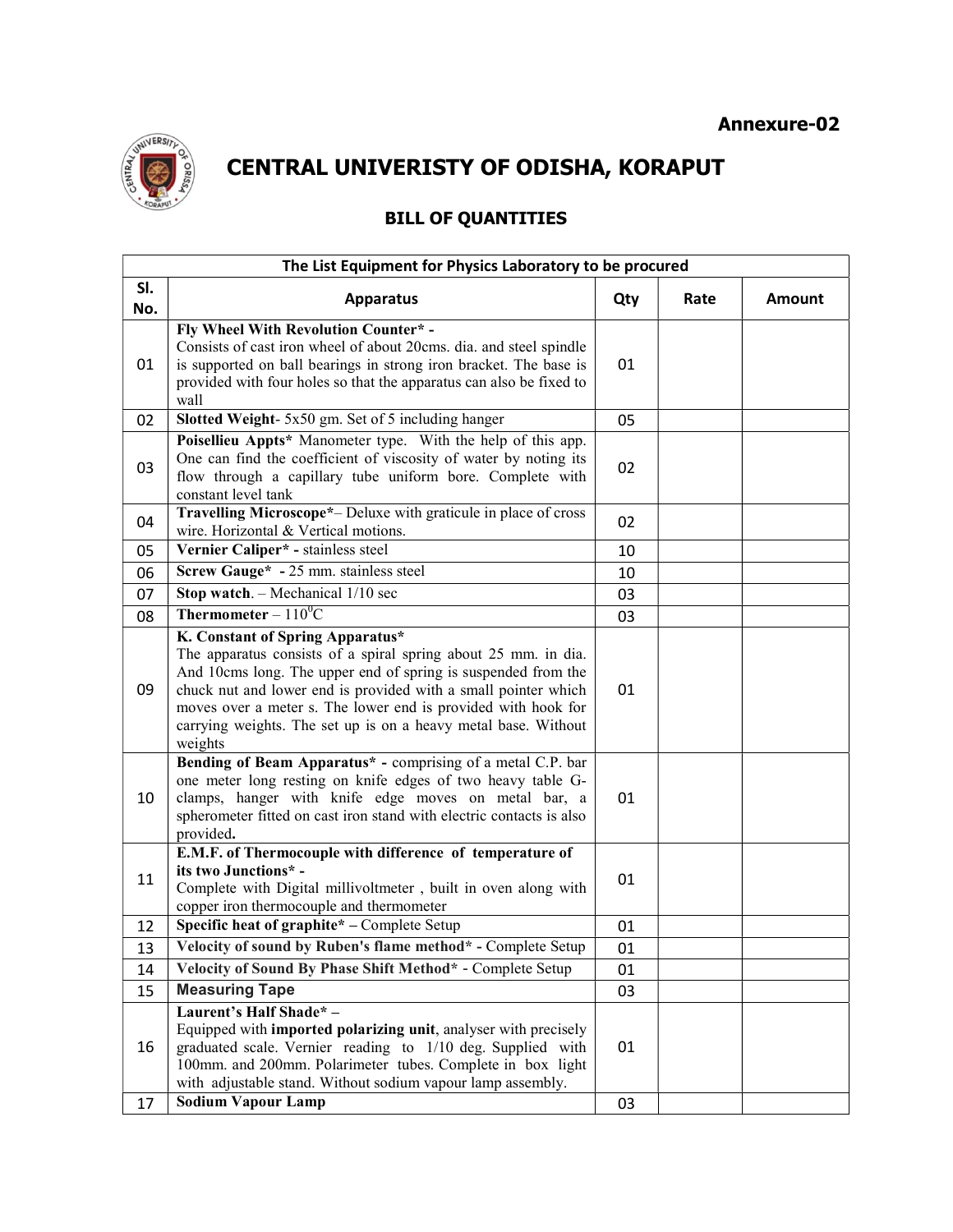**Annexure-02**

# CENTRAL UNIVERISTY OF ODISHA, KORAPUT

## BILL OF QUANTITIES

| The List Equipment for Physics Laboratory to be procured | | | | |
|---|---|---|---|---|
| **Sl. No.** | **Apparatus** | **Qty** | **Rate** | **Amount** |
| 01 | **Fly Wheel With Revolution Counter* -** Consists of cast iron wheel of about 20cms. dia. and steel spindle is supported on ball bearings in strong iron bracket. The base is provided with four holes so that the apparatus can also be fixed to wall | 01 | | |
| 02 | **Slotted Weight**- 5x50 gm. Set of 5 including hanger | 05 | | |
| 03 | **Poisellieu Appts*** Manometer type. With the help of this app. One can find the coefficient of viscosity of water by noting its flow through a capillary tube uniform bore. Complete with constant level tank | 02 | | |
| 04 | **Travelling Microscope***– Deluxe with graticule in place of cross wire. Horizontal & Vertical motions. | 02 | | |
| 05 | **Vernier Caliper* -** stainless steel | 10 | | |
| 06 | **Screw Gauge* -** 25 mm. stainless steel | 10 | | |
| 07 | **Stop watch**. – Mechanical 1/10 sec | 03 | | |
| 08 | **Thermometer** – $110^{0}$C | 03 | | |
| 09 | **K. Constant of Spring Apparatus*** The apparatus consists of a spiral spring about 25 mm. in dia. And 10cms long. The upper end of spring is suspended from the chuck nut and lower end is provided with a small pointer which moves over a meter s. The lower end is provided with hook for carrying weights. The set up is on a heavy metal base. Without weights | 01 | | |
| 10 | **Bending of Beam Apparatus* -** comprising of a metal C.P. bar one meter long resting on knife edges of two heavy table G-clamps, hanger with knife edge moves on metal bar, a spherometer fitted on cast iron stand with electric contacts is also provided**.** | 01 | | |
| 11 | **E.M.F. of Thermocouple with difference of temperature of its two Junctions* -** Complete with Digital millivoltmeter , built in oven along with copper iron thermocouple and thermometer | 01 | | |
| 12 | **Specific heat of graphite*** – Complete Setup | 01 | | |
| 13 | **Velocity of sound by Ruben's flame method* -** Complete Setup | 01 | | |
| 14 | **Velocity of Sound By Phase Shift Method*** - Complete Setup | 01 | | |
| 15 | **Measuring Tape** | 03 | | |
| 16 | **Laurent's Half Shade* –** Equipped with **imported polarizing unit**, analyser with precisely graduated scale. Vernier reading to 1/10 deg. Supplied with 100mm. and 200mm. Polarimeter tubes. Complete in box light with adjustable stand. Without sodium vapour lamp assembly. | 01 | | |
| 17 | **Sodium Vapour Lamp** | 03 | | |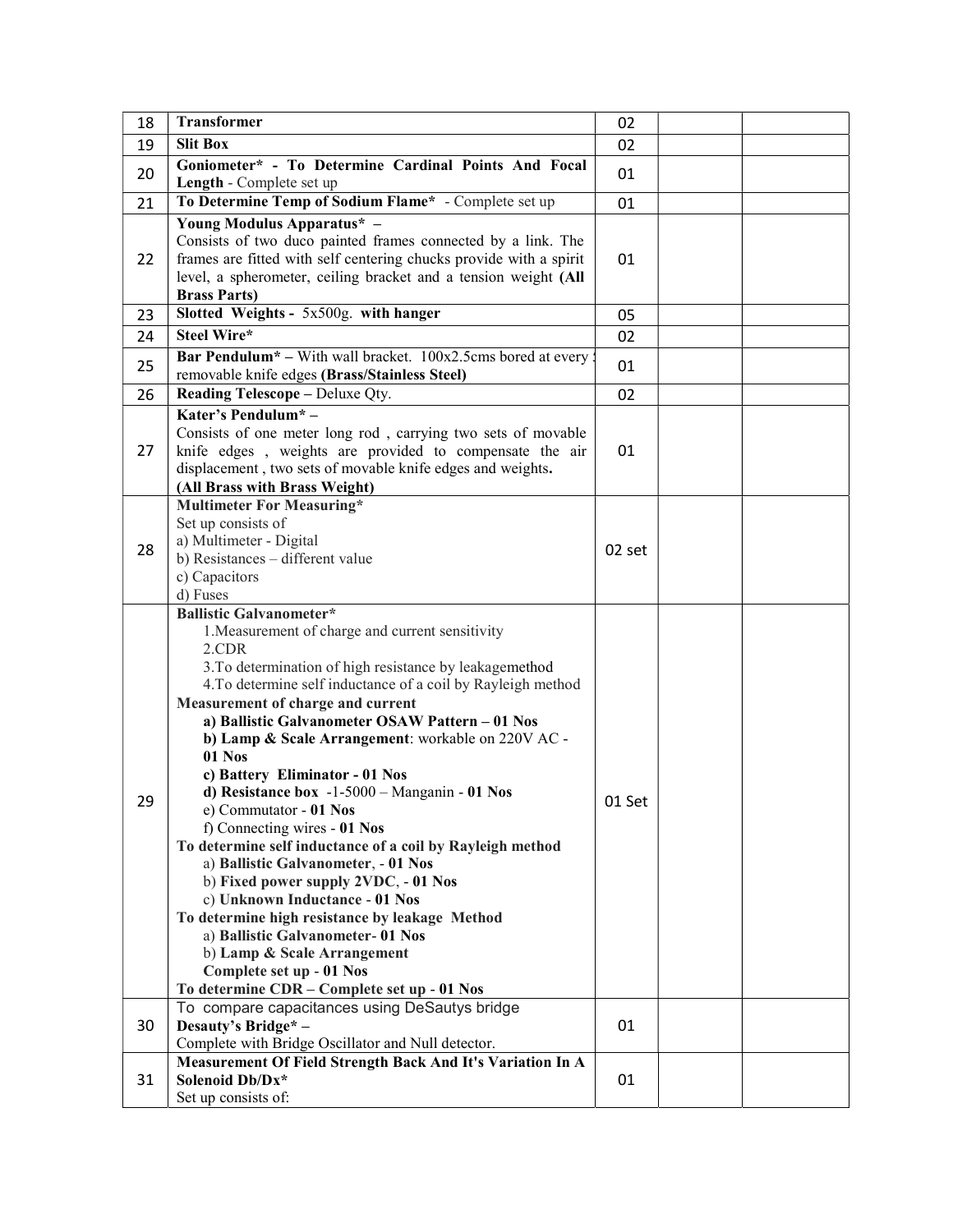| 18 | **Transformer** | 02 | | |
|---|---|---|---|---|
| 19 | **Slit Box** | 02 | | |
| 20 | **Goniometer* - To Determine Cardinal Points And Focal Length** - Complete set up | 01 | | |
| 21 | **To Determine Temp of Sodium Flame*** - Complete set up | 01 | | |
| 22 | **Young Modulus Apparatus*** – <br>Consists of two duco painted frames connected by a link. The frames are fitted with self centering chucks provide with a spirit level, a spherometer, ceiling bracket and a tension weight **(All Brass Parts)** | 01 | | |
| 23 | **Slotted Weights -** 5x500g. **with hanger** | 05 | | |
| 24 | **Steel Wire*** | 02 | | |
| 25 | **Bar Pendulum*** – With wall bracket. 100x2.5cms bored at every removable knife edges **(Brass/Stainless Steel)** | 01 | | |
| 26 | **Reading Telescope** – Deluxe Qty. | 02 | | |
| 27 | **Kater's Pendulum*** – <br>Consists of one meter long rod , carrying two sets of movable knife edges , weights are provided to compensate the air displacement , two sets of movable knife edges and weights**.** <br>**(All Brass with Brass Weight)** | 01 | | |
| 28 | **Multimeter For Measuring*** <br>Set up consists of <br>a) Multimeter - Digital <br>b) Resistances – different value <br>c) Capacitors <br>d) Fuses | 02 set | | |
| 29 | **Ballistic Galvanometer*** <br>1.Measurement of charge and current sensitivity <br>2.CDR <br>3.To determination of high resistance by leakagemethod <br>4.To determine self inductance of a coil by Rayleigh method <br>**Measurement of charge and current** <br>**a) Ballistic Galvanometer OSAW Pattern – 01 Nos** <br>**b) Lamp & Scale Arrangement**: workable on 220V AC - **01 Nos** <br>**c) Battery Eliminator - 01 Nos** <br>**d) Resistance box** -1-5000 – Manganin - **01 Nos** <br>e) Commutator - **01 Nos** <br>f) Connecting wires - **01 Nos** <br>**To determine self inductance of a coil by Rayleigh method** <br>a) **Ballistic Galvanometer**, - **01 Nos** <br>b) **Fixed power supply 2VDC**, - **01 Nos** <br>c) **Unknown Inductance** - **01 Nos** <br>**To determine high resistance by leakage Method** <br>a) **Ballistic Galvanometer**- **01 Nos** <br>b) **Lamp & Scale Arrangement** <br>**Complete set up** - **01 Nos** <br>**To determine CDR – Complete set up - 01 Nos** | 01 Set | | |
| 30 | To compare capacitances using DeSautys bridge <br>**Desauty's Bridge*** – <br>Complete with Bridge Oscillator and Null detector. | 01 | | |
| 31 | **Measurement Of Field Strength Back And It's Variation In A Solenoid Db/Dx*** <br>Set up consists of: | 01 | | |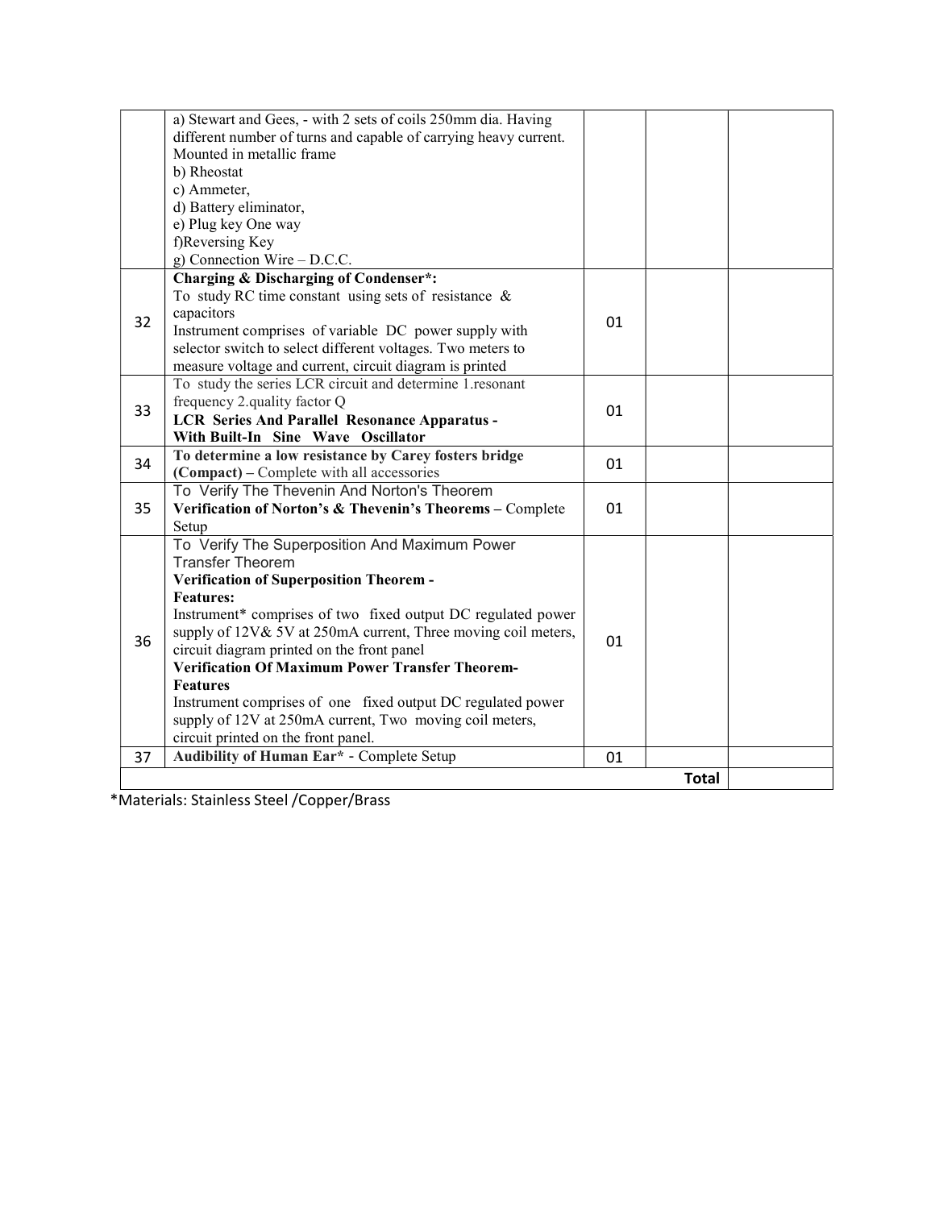| | | | | |
|---|---|---|---|---|
| | a) Stewart and Gees, - with 2 sets of coils 250mm dia. Having different number of turns and capable of carrying heavy current. Mounted in metallic frame<br>b) Rheostat<br>c) Ammeter,<br>d) Battery eliminator,<br>e) Plug key One way<br>f)Reversing Key<br>g) Connection Wire – D.C.C. | | | |
| 32 | **Charging & Discharging of Condenser*:**<br>To study RC time constant using sets of resistance & capacitors<br>Instrument comprises of variable DC power supply with selector switch to select different voltages. Two meters to measure voltage and current, circuit diagram is printed | 01 | | |
| 33 | To study the series LCR circuit and determine 1.resonant frequency 2.quality factor Q<br>**LCR Series And Parallel Resonance Apparatus - With Built-In Sine Wave Oscillator** | 01 | | |
| 34 | **To determine a low resistance by Carey fosters bridge (Compact)** – Complete with all accessories | 01 | | |
| 35 | To Verify The Thevenin And Norton's Theorem<br>**Verification of Norton's & Thevenin's Theorems** – Complete Setup | 01 | | |
| 36 | To Verify The Superposition And Maximum Power Transfer Theorem<br>**Verification of Superposition Theorem -**<br>**Features:**<br>Instrument* comprises of two fixed output DC regulated power supply of 12V& 5V at 250mA current, Three moving coil meters, circuit diagram printed on the front panel<br>**Verification Of Maximum Power Transfer Theorem- Features**<br>Instrument comprises of one fixed output DC regulated power supply of 12V at 250mA current, Two moving coil meters, circuit printed on the front panel. | 01 | | |
| 37 | **Audibility of Human Ear*** - Complete Setup | 01 | | |
| | | | **Total** | |

*Materials: Stainless Steel /Copper/Brass